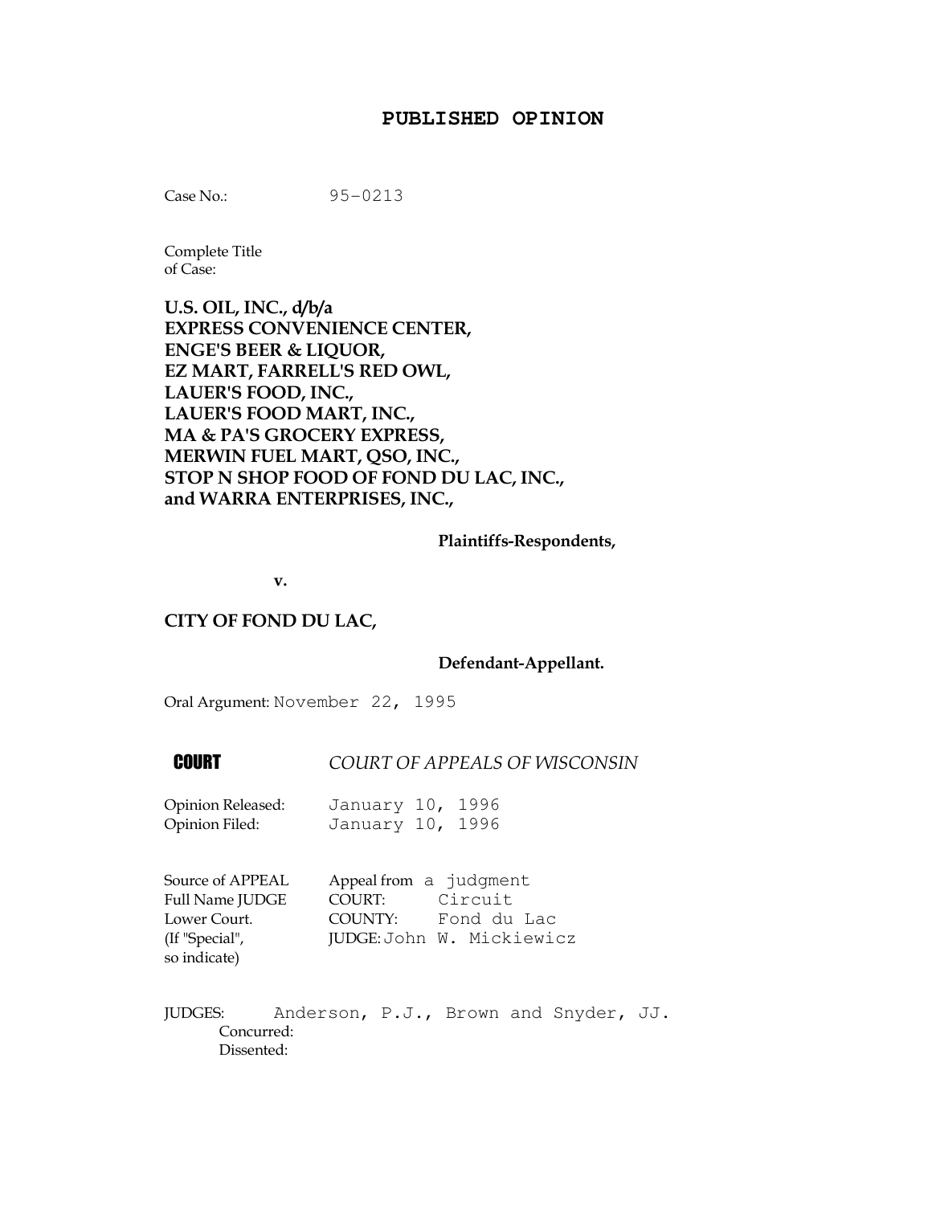# PUBLISHED OPINION

Case No.: 95-0213

Complete Title
of Case:

**U.S. OIL, INC., d/b/a**
**EXPRESS CONVENIENCE CENTER,**
**ENGE'S BEER & LIQUOR,**
**EZ MART, FARRELL'S RED OWL,**
**LAUER'S FOOD, INC.,**
**LAUER'S FOOD MART, INC.,**
**MA & PA'S GROCERY EXPRESS,**
**MERWIN FUEL MART, QSO, INC.,**
**STOP N SHOP FOOD OF FOND DU LAC, INC.,**
**and WARRA ENTERPRISES, INC.,**

**Plaintiffs-Respondents,**

**v.**

**CITY OF FOND DU LAC,**

**Defendant-Appellant.**

Oral Argument: November 22, 1995

**COURT** *COURT OF APPEALS OF WISCONSIN*

Opinion Released: January 10, 1996
Opinion Filed: January 10, 1996

Source of APPEAL Appeal from a judgment
Full Name JUDGE COURT: Circuit
Lower Court. COUNTY: Fond du Lac
(If "Special", JUDGE: John W. Mickiewicz
so indicate)

JUDGES: Anderson, P.J., Brown and Snyder, JJ.
Concurred:
Dissented: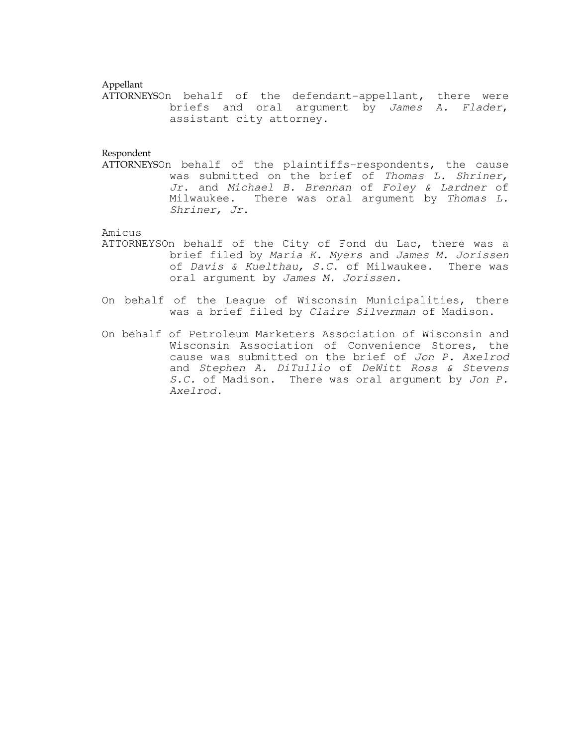Appellant

ATTORNEYSOn behalf of the defendant-appellant, there were briefs and oral argument by *James A. Flader*, assistant city attorney.

Respondent

ATTORNEYSOn behalf of the plaintiffs-respondents, the cause was submitted on the brief of *Thomas L. Shriner, Jr.* and *Michael B. Brennan* of *Foley & Lardner* of Milwaukee. There was oral argument by *Thomas L. Shriner, Jr*.

Amicus

ATTORNEYSOn behalf of the City of Fond du Lac, there was a brief filed by *Maria K. Myers* and *James M. Jorissen* of *Davis & Kuelthau, S.C.* of Milwaukee. There was oral argument by *James M. Jorissen.*

On behalf of the League of Wisconsin Municipalities, there was a brief filed by *Claire Silverman* of Madison.

On behalf of Petroleum Marketers Association of Wisconsin and Wisconsin Association of Convenience Stores, the cause was submitted on the brief of *Jon P. Axelrod* and *Stephen A. DiTullio* of *DeWitt Ross & Stevens S.C.* of Madison. There was oral argument by *Jon P. Axelrod.*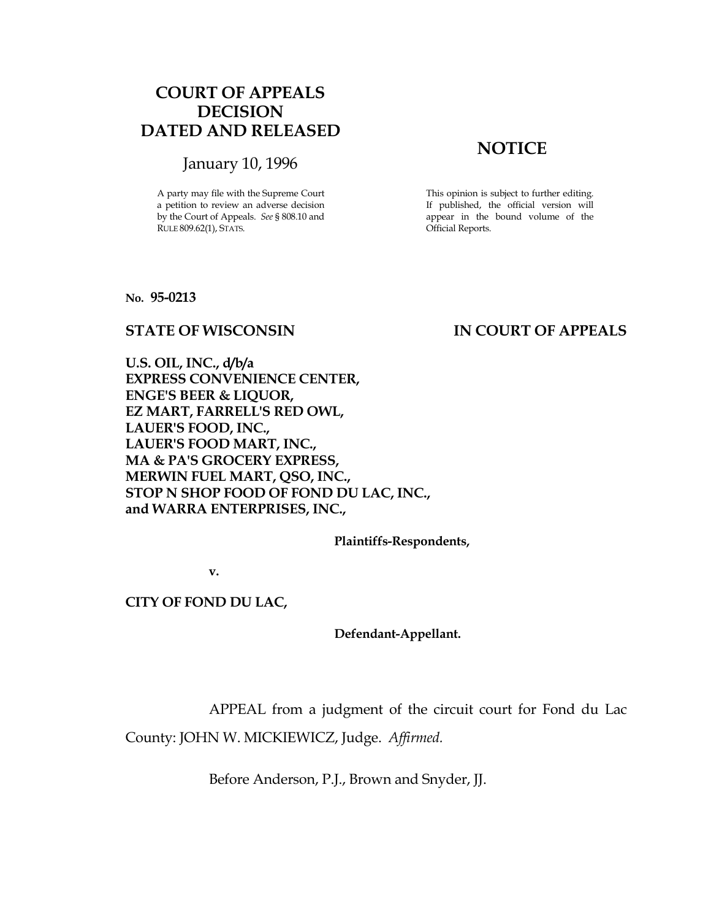# COURT OF APPEALS DECISION DATED AND RELEASED

January 10, 1996

A party may file with the Supreme Court a petition to review an adverse decision by the Court of Appeals. *See* § 808.10 and RULE 809.62(1), STATS.

## NOTICE

This opinion is subject to further editing. If published, the official version will appear in the bound volume of the Official Reports.

No. **95-0213**

**STATE OF WISCONSIN** **IN COURT OF APPEALS**

**U.S. OIL, INC., d/b/a EXPRESS CONVENIENCE CENTER, ENGE'S BEER & LIQUOR, EZ MART, FARRELL'S RED OWL, LAUER'S FOOD, INC., LAUER'S FOOD MART, INC., MA & PA'S GROCERY EXPRESS, MERWIN FUEL MART, QSO, INC., STOP N SHOP FOOD OF FOND DU LAC, INC., and WARRA ENTERPRISES, INC.,**

**Plaintiffs-Respondents,**

**v.**

**CITY OF FOND DU LAC,**

**Defendant-Appellant.**

APPEAL from a judgment of the circuit court for Fond du Lac County: JOHN W. MICKIEWICZ, Judge. *Affirmed.*

Before Anderson, P.J., Brown and Snyder, JJ.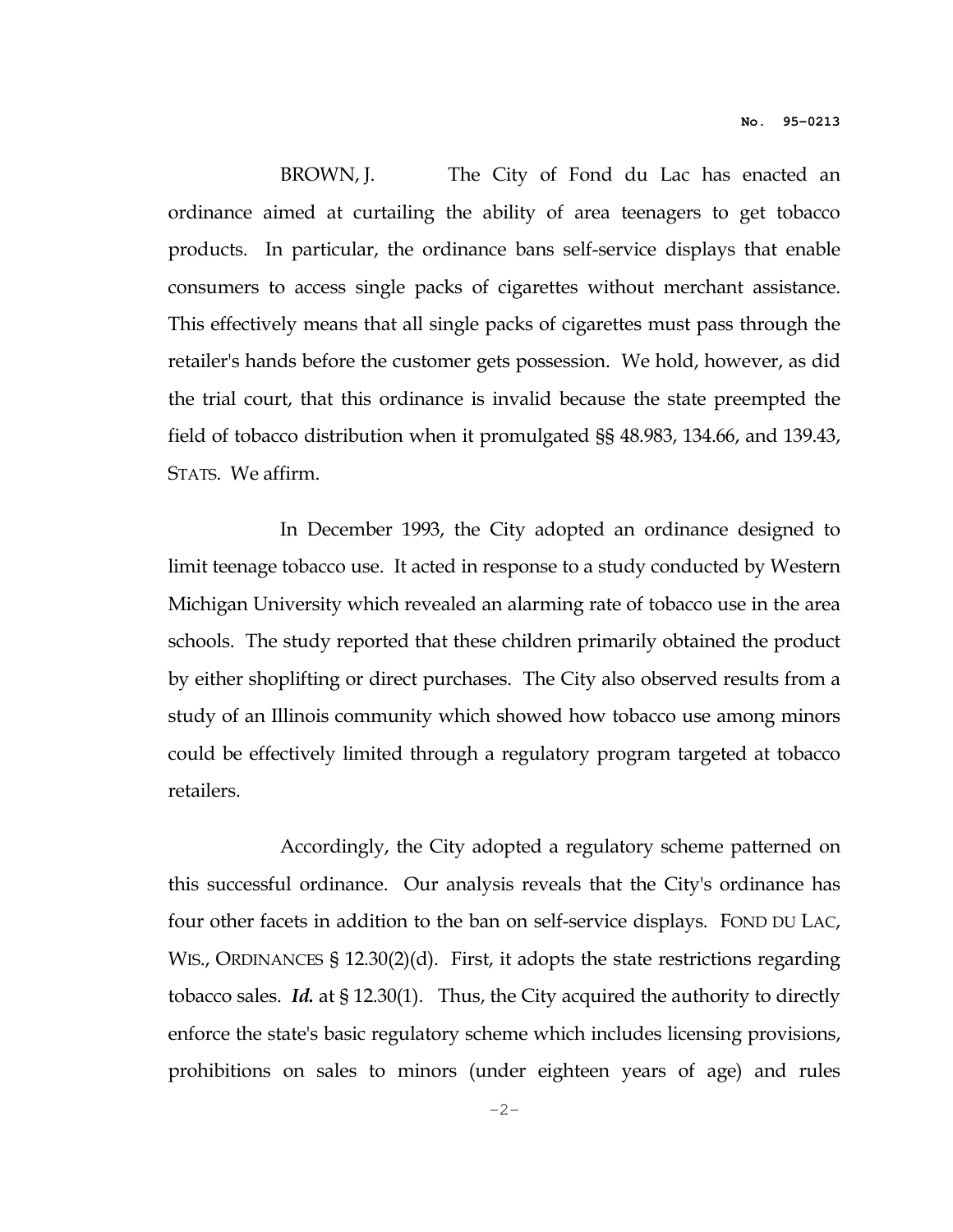BROWN, J. The City of Fond du Lac has enacted an ordinance aimed at curtailing the ability of area teenagers to get tobacco products. In particular, the ordinance bans self-service displays that enable consumers to access single packs of cigarettes without merchant assistance. This effectively means that all single packs of cigarettes must pass through the retailer's hands before the customer gets possession. We hold, however, as did the trial court, that this ordinance is invalid because the state preempted the field of tobacco distribution when it promulgated §§ 48.983, 134.66, and 139.43, STATS. We affirm.

In December 1993, the City adopted an ordinance designed to limit teenage tobacco use. It acted in response to a study conducted by Western Michigan University which revealed an alarming rate of tobacco use in the area schools. The study reported that these children primarily obtained the product by either shoplifting or direct purchases. The City also observed results from a study of an Illinois community which showed how tobacco use among minors could be effectively limited through a regulatory program targeted at tobacco retailers.

Accordingly, the City adopted a regulatory scheme patterned on this successful ordinance. Our analysis reveals that the City's ordinance has four other facets in addition to the ban on self-service displays. FOND DU LAC, WIS., ORDINANCES § 12.30(2)(d). First, it adopts the state restrictions regarding tobacco sales. ***Id.*** at § 12.30(1). Thus, the City acquired the authority to directly enforce the state's basic regulatory scheme which includes licensing provisions, prohibitions on sales to minors (under eighteen years of age) and rules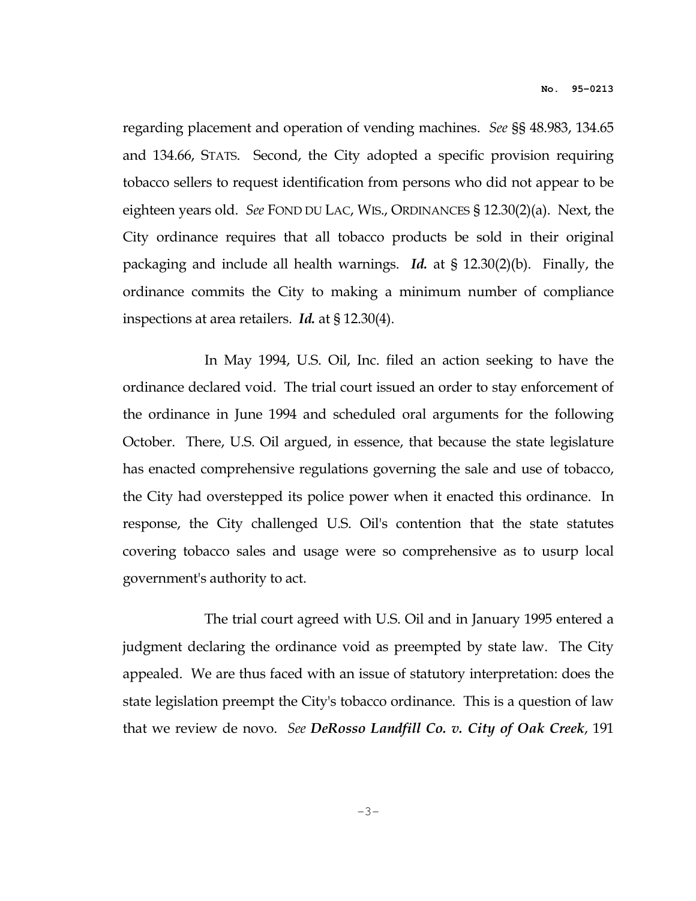regarding placement and operation of vending machines. *See* §§ 48.983, 134.65 and 134.66, STATS. Second, the City adopted a specific provision requiring tobacco sellers to request identification from persons who did not appear to be eighteen years old. *See* FOND DU LAC, WIS., ORDINANCES § 12.30(2)(a). Next, the City ordinance requires that all tobacco products be sold in their original packaging and include all health warnings. ***Id.*** at § 12.30(2)(b). Finally, the ordinance commits the City to making a minimum number of compliance inspections at area retailers. ***Id.*** at § 12.30(4).

In May 1994, U.S. Oil, Inc. filed an action seeking to have the ordinance declared void. The trial court issued an order to stay enforcement of the ordinance in June 1994 and scheduled oral arguments for the following October. There, U.S. Oil argued, in essence, that because the state legislature has enacted comprehensive regulations governing the sale and use of tobacco, the City had overstepped its police power when it enacted this ordinance. In response, the City challenged U.S. Oil's contention that the state statutes covering tobacco sales and usage were so comprehensive as to usurp local government's authority to act.

The trial court agreed with U.S. Oil and in January 1995 entered a judgment declaring the ordinance void as preempted by state law. The City appealed. We are thus faced with an issue of statutory interpretation: does the state legislation preempt the City's tobacco ordinance. This is a question of law that we review de novo. *See* ***DeRosso Landfill Co. v. City of Oak Creek***, 191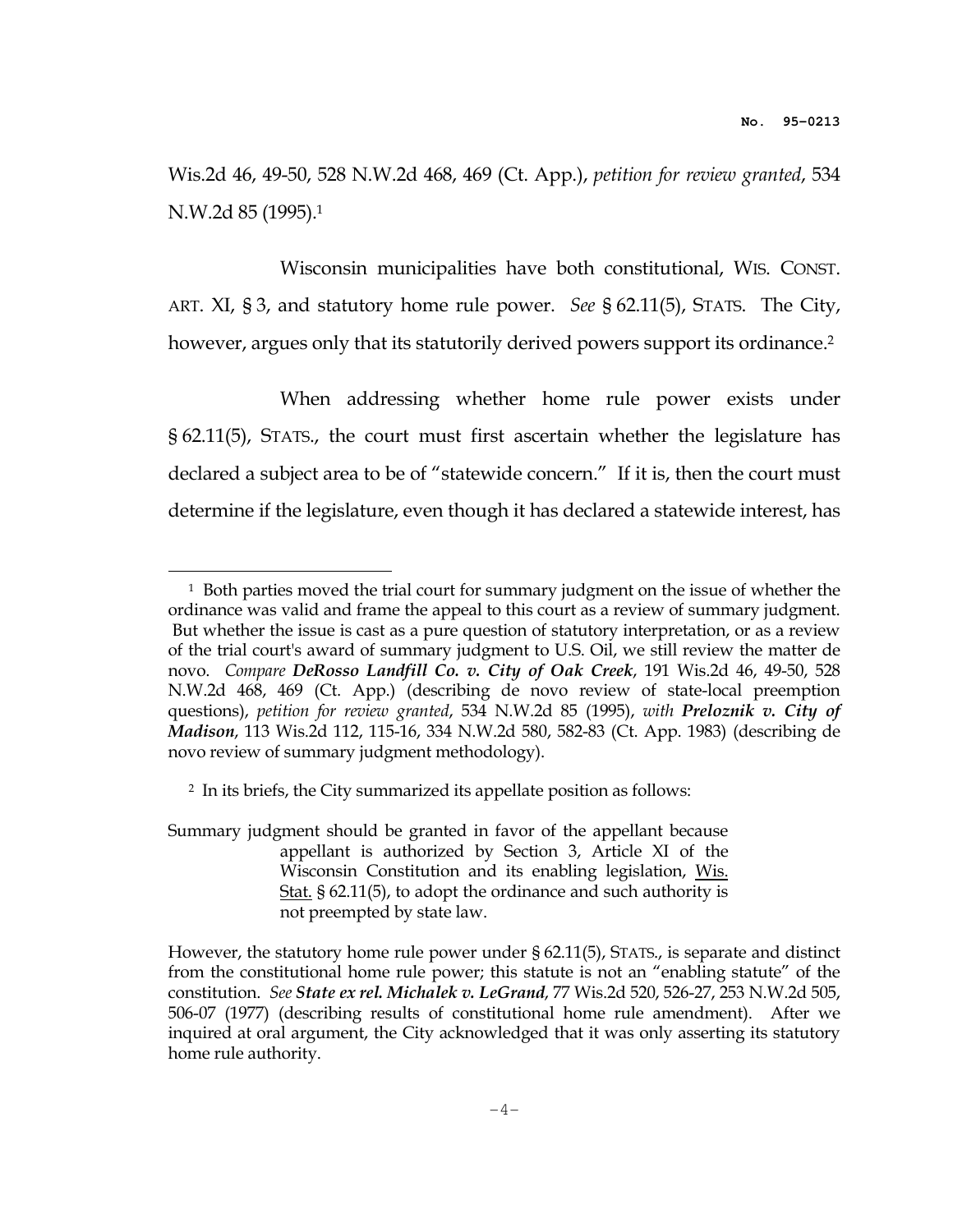Wis.2d 46, 49-50, 528 N.W.2d 468, 469 (Ct. App.), *petition for review granted*, 534 N.W.2d 85 (1995).[1]

Wisconsin municipalities have both constitutional, WIS. CONST. ART. XI, § 3, and statutory home rule power. *See* § 62.11(5), STATS. The City, however, argues only that its statutorily derived powers support its ordinance.[2]

When addressing whether home rule power exists under § 62.11(5), STATS., the court must first ascertain whether the legislature has declared a subject area to be of "statewide concern." If it is, then the court must determine if the legislature, even though it has declared a statewide interest, has

---

[1] Both parties moved the trial court for summary judgment on the issue of whether the ordinance was valid and frame the appeal to this court as a review of summary judgment. But whether the issue is cast as a pure question of statutory interpretation, or as a review of the trial court's award of summary judgment to U.S. Oil, we still review the matter de novo. *Compare* ***DeRosso Landfill Co. v. City of Oak Creek***, 191 Wis.2d 46, 49-50, 528 N.W.2d 468, 469 (Ct. App.) (describing de novo review of state-local preemption questions), *petition for review granted*, 534 N.W.2d 85 (1995), *with* ***Preloznik v. City of Madison***, 113 Wis.2d 112, 115-16, 334 N.W.2d 580, 582-83 (Ct. App. 1983) (describing de novo review of summary judgment methodology).

[2] In its briefs, the City summarized its appellate position as follows:

> Summary judgment should be granted in favor of the appellant because appellant is authorized by Section 3, Article XI of the Wisconsin Constitution and its enabling legislation, Wis. Stat. § 62.11(5), to adopt the ordinance and such authority is not preempted by state law.

However, the statutory home rule power under § 62.11(5), STATS., is separate and distinct from the constitutional home rule power; this statute is not an "enabling statute" of the constitution. *See* ***State ex rel. Michalek v. LeGrand***, 77 Wis.2d 520, 526-27, 253 N.W.2d 505, 506-07 (1977) (describing results of constitutional home rule amendment). After we inquired at oral argument, the City acknowledged that it was only asserting its statutory home rule authority.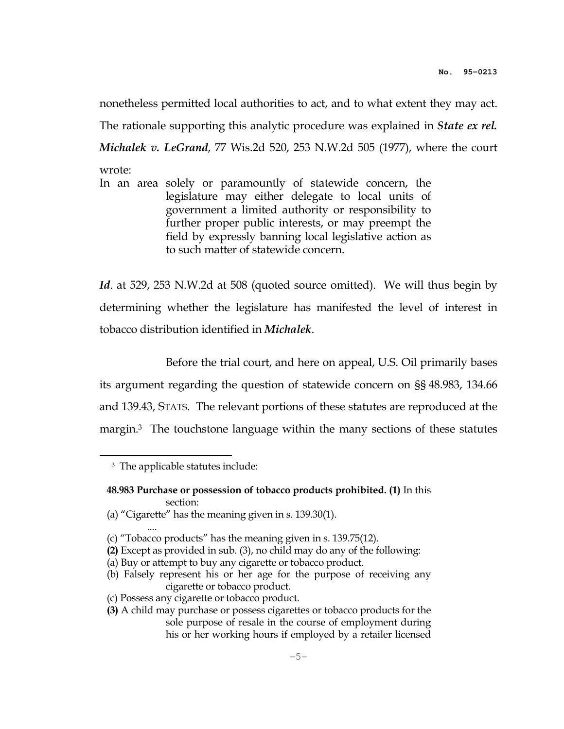nonetheless permitted local authorities to act, and to what extent they may act. The rationale supporting this analytic procedure was explained in ***State ex rel. Michalek v. LeGrand***, 77 Wis.2d 520, 253 N.W.2d 505 (1977), where the court wrote:

> In an area solely or paramountly of statewide concern, the legislature may either delegate to local units of government a limited authority or responsibility to further proper public interests, or may preempt the field by expressly banning local legislative action as to such matter of statewide concern.

***Id***. at 529, 253 N.W.2d at 508 (quoted source omitted). We will thus begin by determining whether the legislature has manifested the level of interest in tobacco distribution identified in ***Michalek***.

Before the trial court, and here on appeal, U.S. Oil primarily bases its argument regarding the question of statewide concern on §§ 48.983, 134.66 and 139.43, STATS. The relevant portions of these statutes are reproduced at the margin.[3] The touchstone language within the many sections of these statutes

---

[3] The applicable statutes include:

**48.983 Purchase or possession of tobacco products prohibited. (1)** In this section:

(a) "Cigarette" has the meaning given in s. 139.30(1).

....

(c) "Tobacco products" has the meaning given in s. 139.75(12).

**(2)** Except as provided in sub. (3), no child may do any of the following:

(a) Buy or attempt to buy any cigarette or tobacco product.

(b) Falsely represent his or her age for the purpose of receiving any cigarette or tobacco product.

(c) Possess any cigarette or tobacco product.

**(3)** A child may purchase or possess cigarettes or tobacco products for the sole purpose of resale in the course of employment during his or her working hours if employed by a retailer licensed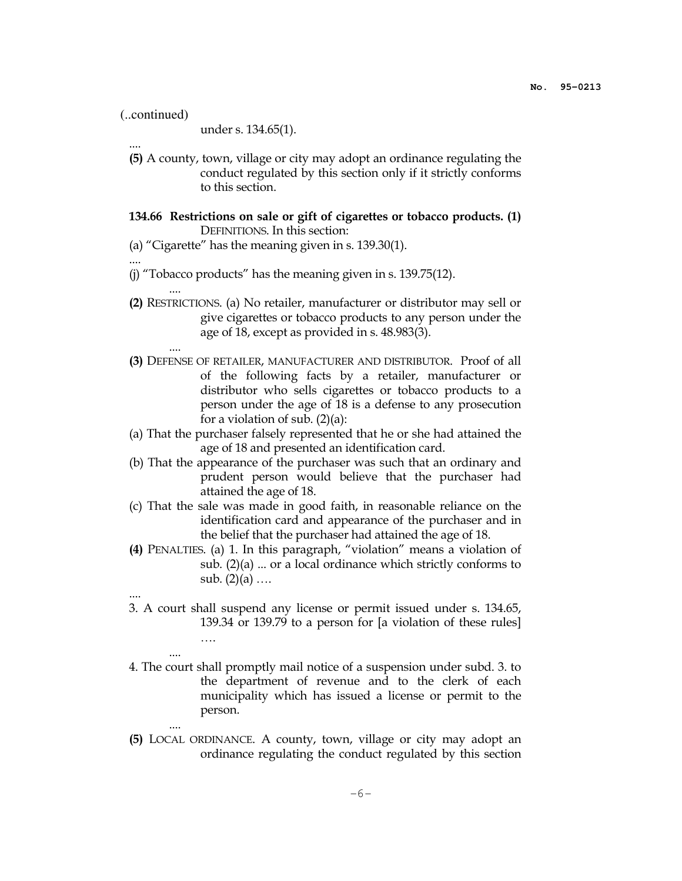(..continued)

under s. 134.65(1).

....

**(5)** A county, town, village or city may adopt an ordinance regulating the conduct regulated by this section only if it strictly conforms to this section.

**134.66 Restrictions on sale or gift of cigarettes or tobacco products. (1)** DEFINITIONS. In this section:

(a) "Cigarette" has the meaning given in s. 139.30(1).

....

(j) "Tobacco products" has the meaning given in s. 139.75(12).

....

**(2)** RESTRICTIONS. (a) No retailer, manufacturer or distributor may sell or give cigarettes or tobacco products to any person under the age of 18, except as provided in s. 48.983(3).

....

**(3)** DEFENSE OF RETAILER, MANUFACTURER AND DISTRIBUTOR. Proof of all of the following facts by a retailer, manufacturer or distributor who sells cigarettes or tobacco products to a person under the age of 18 is a defense to any prosecution for a violation of sub. (2)(a):

(a) That the purchaser falsely represented that he or she had attained the age of 18 and presented an identification card.

(b) That the appearance of the purchaser was such that an ordinary and prudent person would believe that the purchaser had attained the age of 18.

(c) That the sale was made in good faith, in reasonable reliance on the identification card and appearance of the purchaser and in the belief that the purchaser had attained the age of 18.

**(4)** PENALTIES. (a) 1. In this paragraph, "violation" means a violation of sub. (2)(a) ... or a local ordinance which strictly conforms to sub. (2)(a) ….

....

3. A court shall suspend any license or permit issued under s. 134.65, 139.34 or 139.79 to a person for [a violation of these rules] ….

....

4. The court shall promptly mail notice of a suspension under subd. 3. to the department of revenue and to the clerk of each municipality which has issued a license or permit to the person.

....

**(5)** LOCAL ORDINANCE. A county, town, village or city may adopt an ordinance regulating the conduct regulated by this section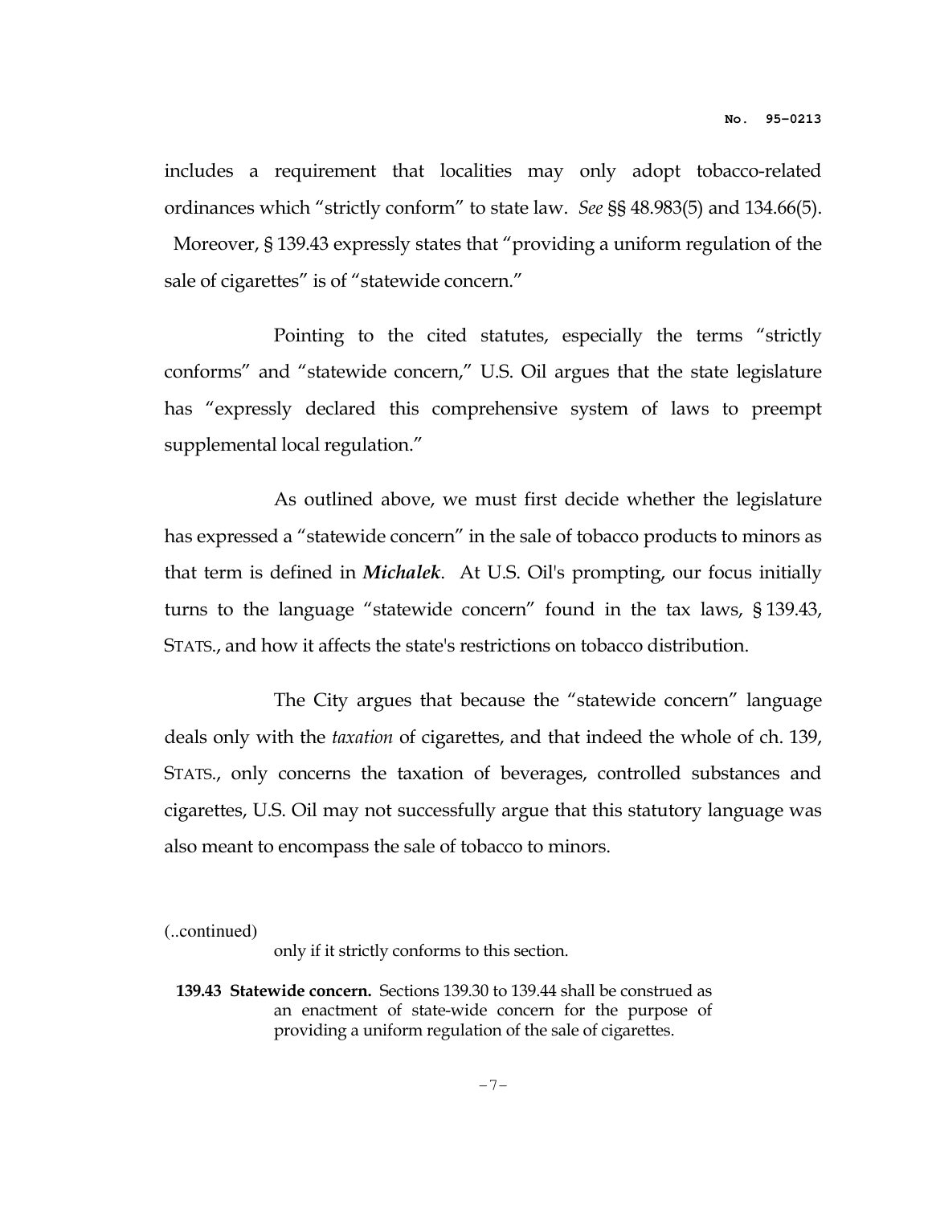includes a requirement that localities may only adopt tobacco-related ordinances which "strictly conform" to state law. *See* §§ 48.983(5) and 134.66(5). Moreover, § 139.43 expressly states that "providing a uniform regulation of the sale of cigarettes" is of "statewide concern."

Pointing to the cited statutes, especially the terms "strictly conforms" and "statewide concern," U.S. Oil argues that the state legislature has "expressly declared this comprehensive system of laws to preempt supplemental local regulation."

As outlined above, we must first decide whether the legislature has expressed a "statewide concern" in the sale of tobacco products to minors as that term is defined in ***Michalek***. At U.S. Oil's prompting, our focus initially turns to the language "statewide concern" found in the tax laws, § 139.43, STATS., and how it affects the state's restrictions on tobacco distribution.

The City argues that because the "statewide concern" language deals only with the *taxation* of cigarettes, and that indeed the whole of ch. 139, STATS., only concerns the taxation of beverages, controlled substances and cigarettes, U.S. Oil may not successfully argue that this statutory language was also meant to encompass the sale of tobacco to minors.

(..continued)

only if it strictly conforms to this section.

**139.43 Statewide concern.** Sections 139.30 to 139.44 shall be construed as an enactment of state-wide concern for the purpose of providing a uniform regulation of the sale of cigarettes.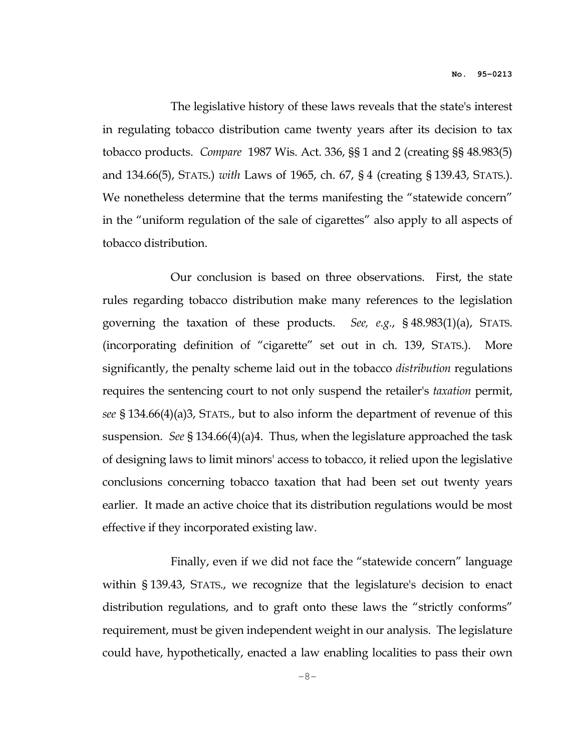The legislative history of these laws reveals that the state's interest in regulating tobacco distribution came twenty years after its decision to tax tobacco products. *Compare* 1987 Wis. Act. 336, §§ 1 and 2 (creating §§ 48.983(5) and 134.66(5), STATS.) *with* Laws of 1965, ch. 67, § 4 (creating § 139.43, STATS.). We nonetheless determine that the terms manifesting the "statewide concern" in the "uniform regulation of the sale of cigarettes" also apply to all aspects of tobacco distribution.

Our conclusion is based on three observations. First, the state rules regarding tobacco distribution make many references to the legislation governing the taxation of these products. *See, e.g.*, § 48.983(1)(a), STATS. (incorporating definition of "cigarette" set out in ch. 139, STATS.). More significantly, the penalty scheme laid out in the tobacco *distribution* regulations requires the sentencing court to not only suspend the retailer's *taxation* permit, *see* § 134.66(4)(a)3, STATS., but to also inform the department of revenue of this suspension. *See* § 134.66(4)(a)4. Thus, when the legislature approached the task of designing laws to limit minors' access to tobacco, it relied upon the legislative conclusions concerning tobacco taxation that had been set out twenty years earlier. It made an active choice that its distribution regulations would be most effective if they incorporated existing law.

Finally, even if we did not face the "statewide concern" language within § 139.43, STATS., we recognize that the legislature's decision to enact distribution regulations, and to graft onto these laws the "strictly conforms" requirement, must be given independent weight in our analysis. The legislature could have, hypothetically, enacted a law enabling localities to pass their own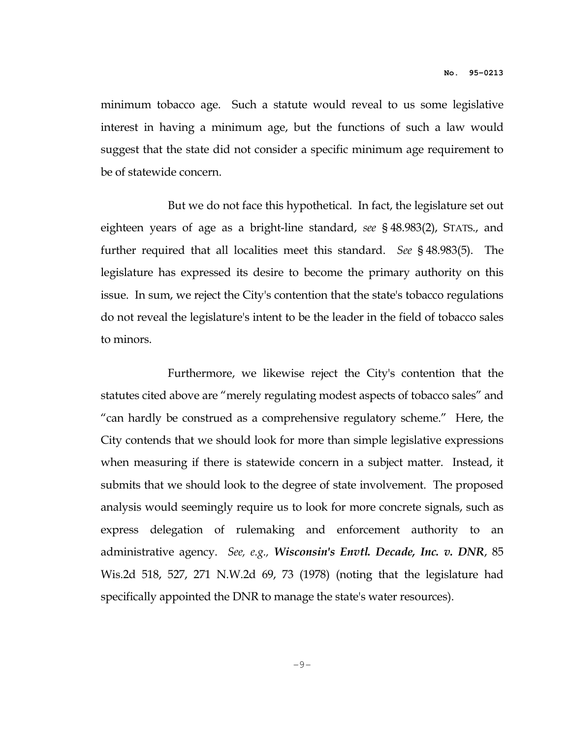minimum tobacco age. Such a statute would reveal to us some legislative interest in having a minimum age, but the functions of such a law would suggest that the state did not consider a specific minimum age requirement to be of statewide concern.

But we do not face this hypothetical. In fact, the legislature set out eighteen years of age as a bright-line standard, *see* § 48.983(2), STATS., and further required that all localities meet this standard. *See* § 48.983(5). The legislature has expressed its desire to become the primary authority on this issue. In sum, we reject the City's contention that the state's tobacco regulations do not reveal the legislature's intent to be the leader in the field of tobacco sales to minors.

Furthermore, we likewise reject the City's contention that the statutes cited above are "merely regulating modest aspects of tobacco sales" and "can hardly be construed as a comprehensive regulatory scheme." Here, the City contends that we should look for more than simple legislative expressions when measuring if there is statewide concern in a subject matter. Instead, it submits that we should look to the degree of state involvement. The proposed analysis would seemingly require us to look for more concrete signals, such as express delegation of rulemaking and enforcement authority to an administrative agency. *See, e.g.,* ***Wisconsin's Envtl. Decade, Inc. v. DNR***, 85 Wis.2d 518, 527, 271 N.W.2d 69, 73 (1978) (noting that the legislature had specifically appointed the DNR to manage the state's water resources).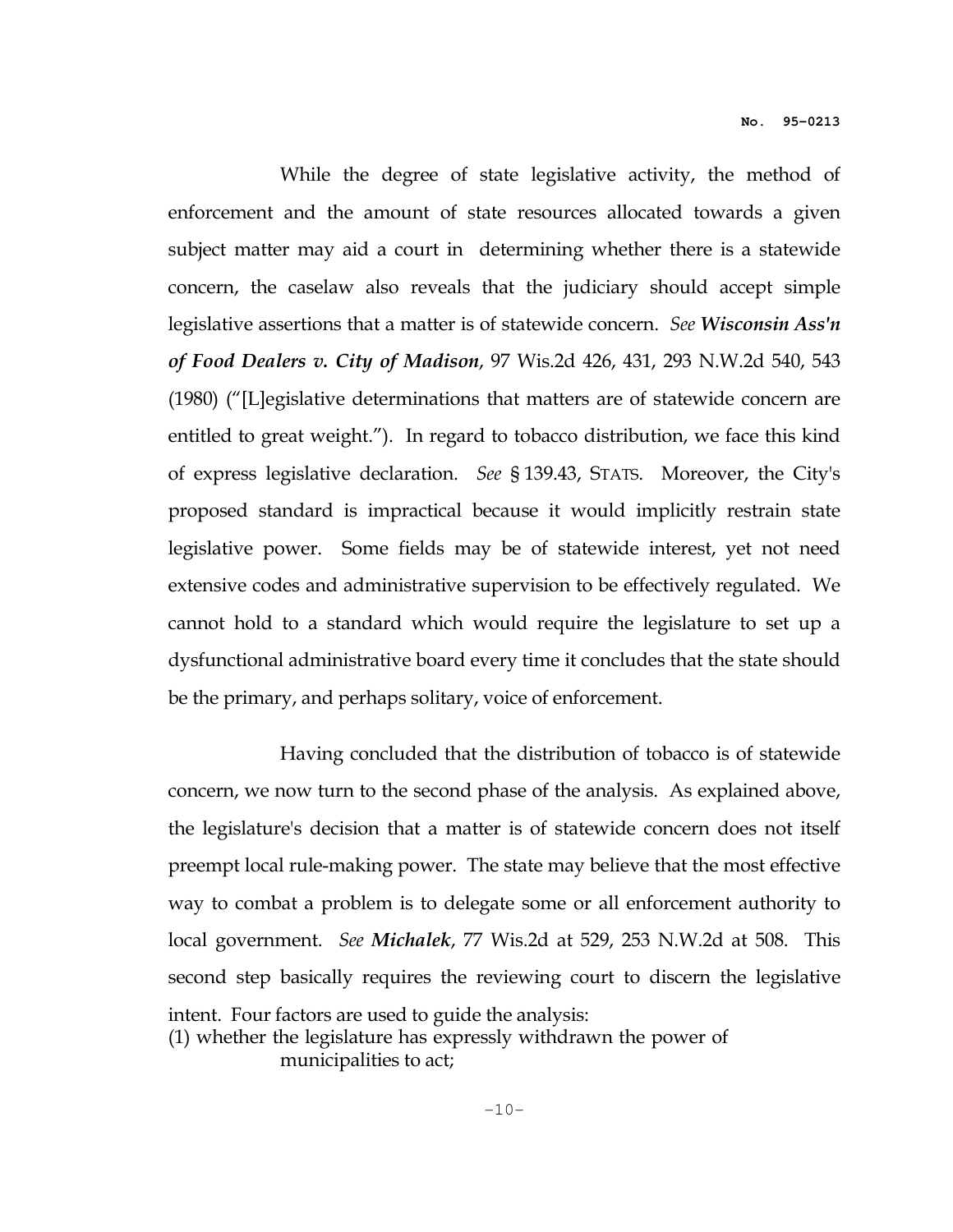While the degree of state legislative activity, the method of enforcement and the amount of state resources allocated towards a given subject matter may aid a court in determining whether there is a statewide concern, the caselaw also reveals that the judiciary should accept simple legislative assertions that a matter is of statewide concern. *See* ***Wisconsin Ass'n of Food Dealers v. City of Madison***, 97 Wis.2d 426, 431, 293 N.W.2d 540, 543 (1980) ("[L]egislative determinations that matters are of statewide concern are entitled to great weight."). In regard to tobacco distribution, we face this kind of express legislative declaration. *See* § 139.43, STATS. Moreover, the City's proposed standard is impractical because it would implicitly restrain state legislative power. Some fields may be of statewide interest, yet not need extensive codes and administrative supervision to be effectively regulated. We cannot hold to a standard which would require the legislature to set up a dysfunctional administrative board every time it concludes that the state should be the primary, and perhaps solitary, voice of enforcement.

Having concluded that the distribution of tobacco is of statewide concern, we now turn to the second phase of the analysis. As explained above, the legislature's decision that a matter is of statewide concern does not itself preempt local rule-making power. The state may believe that the most effective way to combat a problem is to delegate some or all enforcement authority to local government. *See* ***Michalek***, 77 Wis.2d at 529, 253 N.W.2d at 508. This second step basically requires the reviewing court to discern the legislative intent. Four factors are used to guide the analysis:

(1) whether the legislature has expressly withdrawn the power of municipalities to act;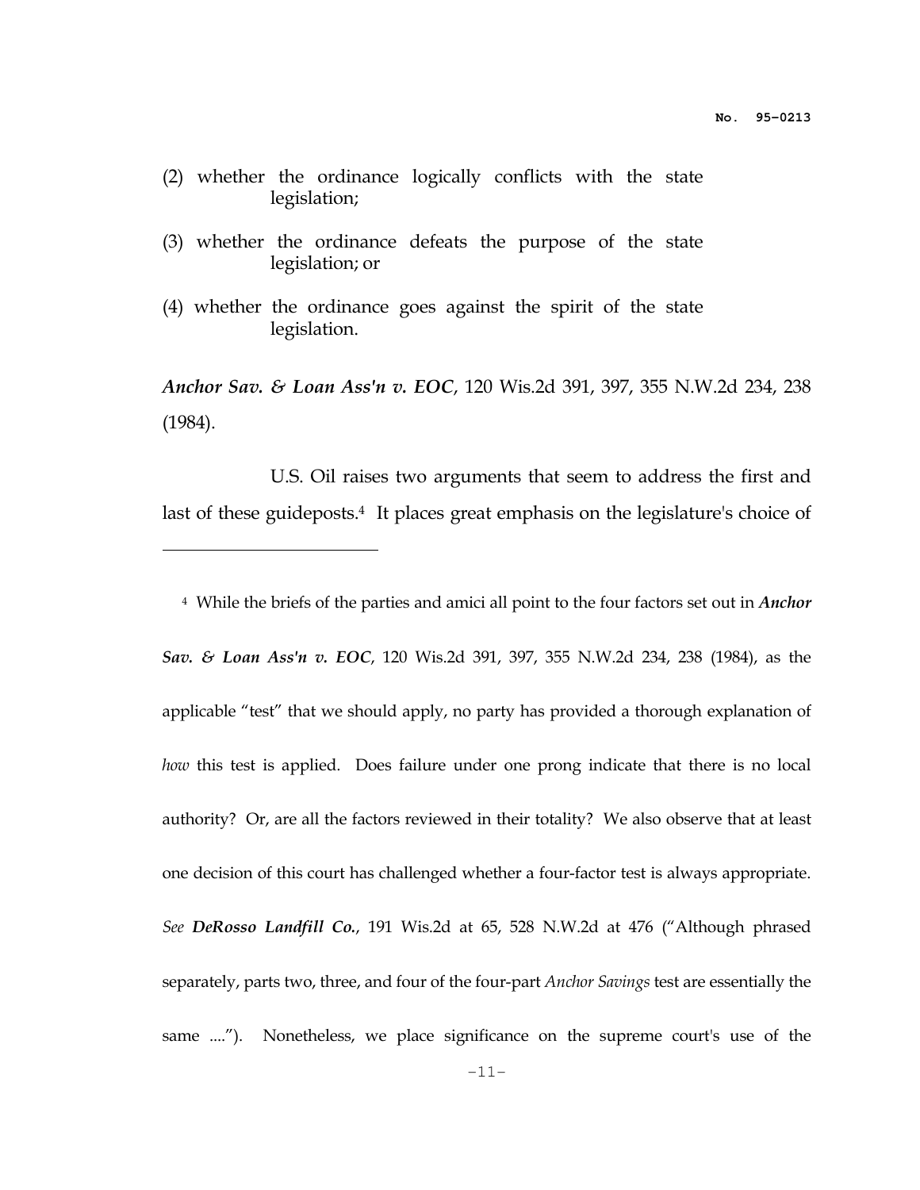(2) whether the ordinance logically conflicts with the state legislation;

(3) whether the ordinance defeats the purpose of the state legislation; or

(4) whether the ordinance goes against the spirit of the state legislation.

***Anchor Sav. & Loan Ass'n v. EOC***, 120 Wis.2d 391, 397, 355 N.W.2d 234, 238 (1984).

U.S. Oil raises two arguments that seem to address the first and last of these guideposts.[4] It places great emphasis on the legislature's choice of

---

[4] While the briefs of the parties and amici all point to the four factors set out in ***Anchor Sav. & Loan Ass'n v. EOC***, 120 Wis.2d 391, 397, 355 N.W.2d 234, 238 (1984), as the applicable "test" that we should apply, no party has provided a thorough explanation of *how* this test is applied. Does failure under one prong indicate that there is no local authority? Or, are all the factors reviewed in their totality? We also observe that at least one decision of this court has challenged whether a four-factor test is always appropriate. *See* ***DeRosso Landfill Co.***, 191 Wis.2d at 65, 528 N.W.2d at 476 ("Although phrased separately, parts two, three, and four of the four-part *Anchor Savings* test are essentially the same ...."). Nonetheless, we place significance on the supreme court's use of the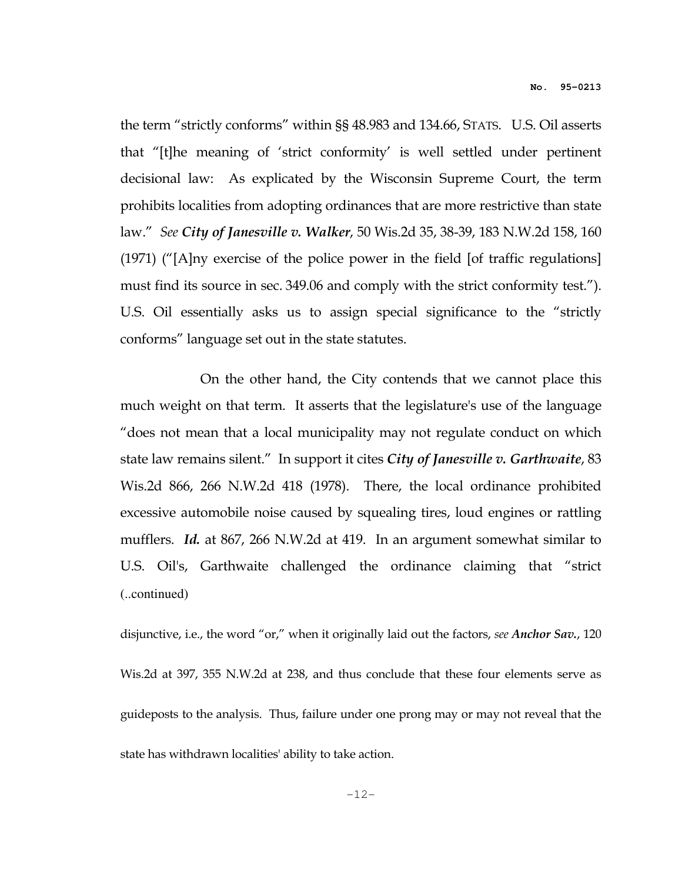the term "strictly conforms" within §§ 48.983 and 134.66, STATS. U.S. Oil asserts that "[t]he meaning of 'strict conformity' is well settled under pertinent decisional law: As explicated by the Wisconsin Supreme Court, the term prohibits localities from adopting ordinances that are more restrictive than state law." *See* ***City of Janesville v. Walker***, 50 Wis.2d 35, 38-39, 183 N.W.2d 158, 160 (1971) ("[A]ny exercise of the police power in the field [of traffic regulations] must find its source in sec. 349.06 and comply with the strict conformity test."). U.S. Oil essentially asks us to assign special significance to the "strictly conforms" language set out in the state statutes.

On the other hand, the City contends that we cannot place this much weight on that term. It asserts that the legislature's use of the language "does not mean that a local municipality may not regulate conduct on which state law remains silent." In support it cites ***City of Janesville v. Garthwaite***, 83 Wis.2d 866, 266 N.W.2d 418 (1978). There, the local ordinance prohibited excessive automobile noise caused by squealing tires, loud engines or rattling mufflers. ***Id.*** at 867, 266 N.W.2d at 419. In an argument somewhat similar to U.S. Oil's, Garthwaite challenged the ordinance claiming that "strict

(..continued)

disjunctive, i.e., the word "or," when it originally laid out the factors, *see* ***Anchor Sav.***, 120 Wis.2d at 397, 355 N.W.2d at 238, and thus conclude that these four elements serve as guideposts to the analysis. Thus, failure under one prong may or may not reveal that the state has withdrawn localities' ability to take action.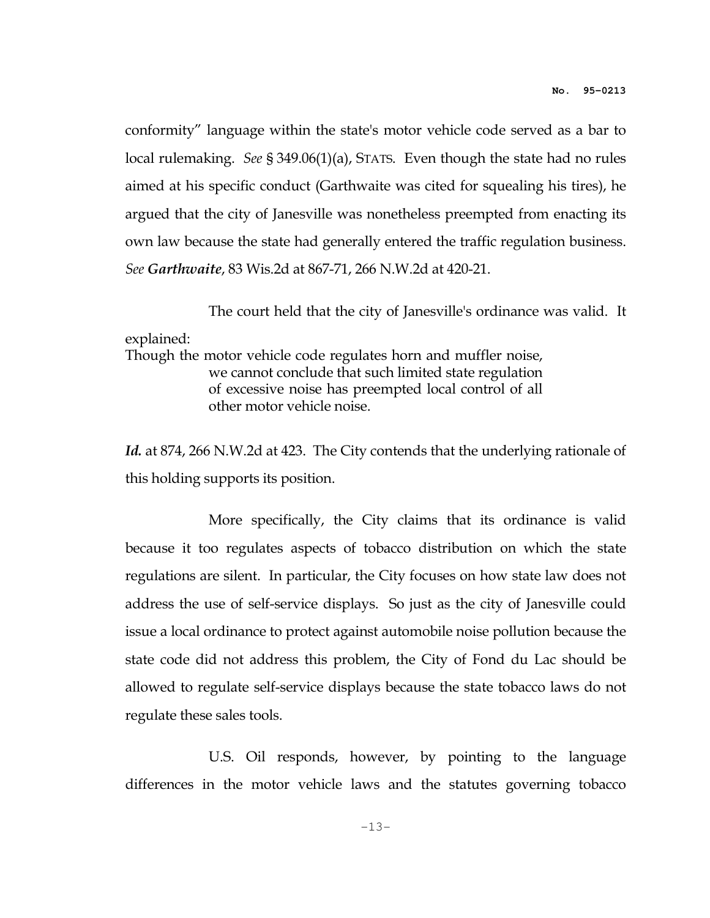conformity" language within the state's motor vehicle code served as a bar to local rulemaking. *See* § 349.06(1)(a), STATS. Even though the state had no rules aimed at his specific conduct (Garthwaite was cited for squealing his tires), he argued that the city of Janesville was nonetheless preempted from enacting its own law because the state had generally entered the traffic regulation business. *See* ***Garthwaite***, 83 Wis.2d at 867-71, 266 N.W.2d at 420-21.

The court held that the city of Janesville's ordinance was valid. It explained:

> Though the motor vehicle code regulates horn and muffler noise, we cannot conclude that such limited state regulation of excessive noise has preempted local control of all other motor vehicle noise.

***Id.*** at 874, 266 N.W.2d at 423. The City contends that the underlying rationale of this holding supports its position.

More specifically, the City claims that its ordinance is valid because it too regulates aspects of tobacco distribution on which the state regulations are silent. In particular, the City focuses on how state law does not address the use of self-service displays. So just as the city of Janesville could issue a local ordinance to protect against automobile noise pollution because the state code did not address this problem, the City of Fond du Lac should be allowed to regulate self-service displays because the state tobacco laws do not regulate these sales tools.

U.S. Oil responds, however, by pointing to the language differences in the motor vehicle laws and the statutes governing tobacco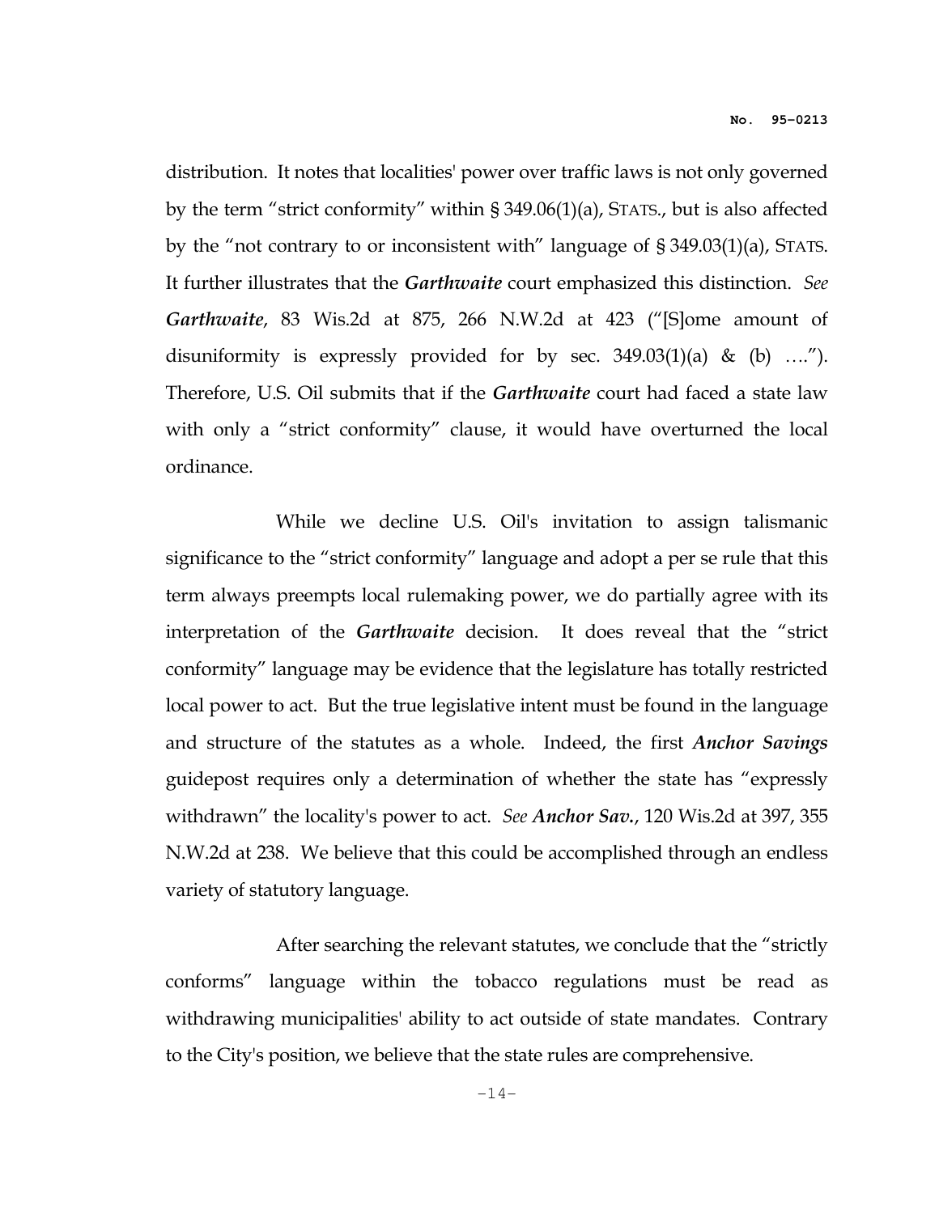distribution. It notes that localities' power over traffic laws is not only governed by the term "strict conformity" within § 349.06(1)(a), STATS., but is also affected by the "not contrary to or inconsistent with" language of § 349.03(1)(a), STATS. It further illustrates that the ***Garthwaite*** court emphasized this distinction. *See* ***Garthwaite***, 83 Wis.2d at 875, 266 N.W.2d at 423 ("[S]ome amount of disuniformity is expressly provided for by sec. 349.03(1)(a) & (b) …."). Therefore, U.S. Oil submits that if the ***Garthwaite*** court had faced a state law with only a "strict conformity" clause, it would have overturned the local ordinance.

While we decline U.S. Oil's invitation to assign talismanic significance to the "strict conformity" language and adopt a per se rule that this term always preempts local rulemaking power, we do partially agree with its interpretation of the ***Garthwaite*** decision. It does reveal that the "strict conformity" language may be evidence that the legislature has totally restricted local power to act. But the true legislative intent must be found in the language and structure of the statutes as a whole. Indeed, the first ***Anchor Savings*** guidepost requires only a determination of whether the state has "expressly withdrawn" the locality's power to act. *See* ***Anchor Sav.***, 120 Wis.2d at 397, 355 N.W.2d at 238. We believe that this could be accomplished through an endless variety of statutory language.

After searching the relevant statutes, we conclude that the "strictly conforms" language within the tobacco regulations must be read as withdrawing municipalities' ability to act outside of state mandates. Contrary to the City's position, we believe that the state rules are comprehensive.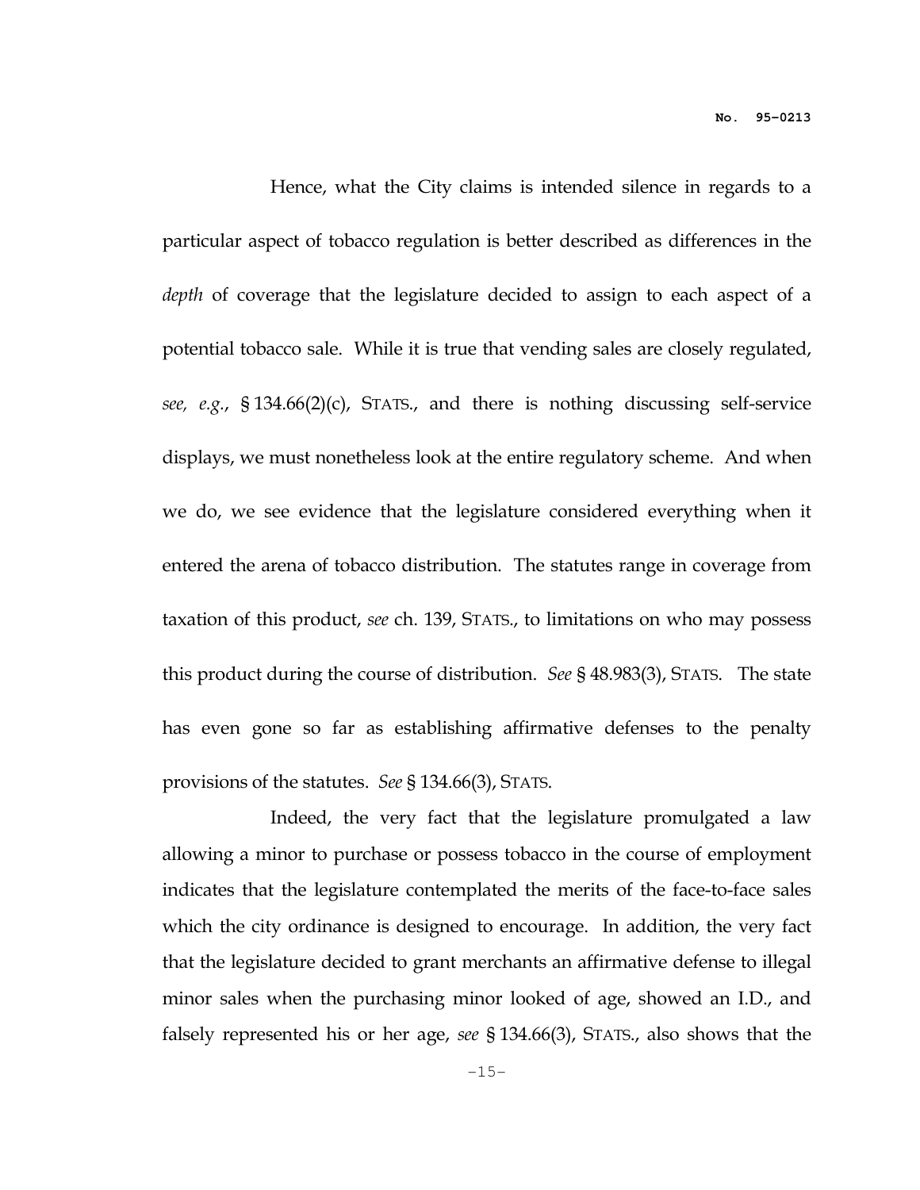Hence, what the City claims is intended silence in regards to a particular aspect of tobacco regulation is better described as differences in the *depth* of coverage that the legislature decided to assign to each aspect of a potential tobacco sale. While it is true that vending sales are closely regulated, *see, e.g.*, § 134.66(2)(c), STATS., and there is nothing discussing self-service displays, we must nonetheless look at the entire regulatory scheme. And when we do, we see evidence that the legislature considered everything when it entered the arena of tobacco distribution. The statutes range in coverage from taxation of this product, *see* ch. 139, STATS., to limitations on who may possess this product during the course of distribution. *See* § 48.983(3), STATS. The state has even gone so far as establishing affirmative defenses to the penalty provisions of the statutes. *See* § 134.66(3), STATS.

Indeed, the very fact that the legislature promulgated a law allowing a minor to purchase or possess tobacco in the course of employment indicates that the legislature contemplated the merits of the face-to-face sales which the city ordinance is designed to encourage. In addition, the very fact that the legislature decided to grant merchants an affirmative defense to illegal minor sales when the purchasing minor looked of age, showed an I.D., and falsely represented his or her age, *see* § 134.66(3), STATS., also shows that the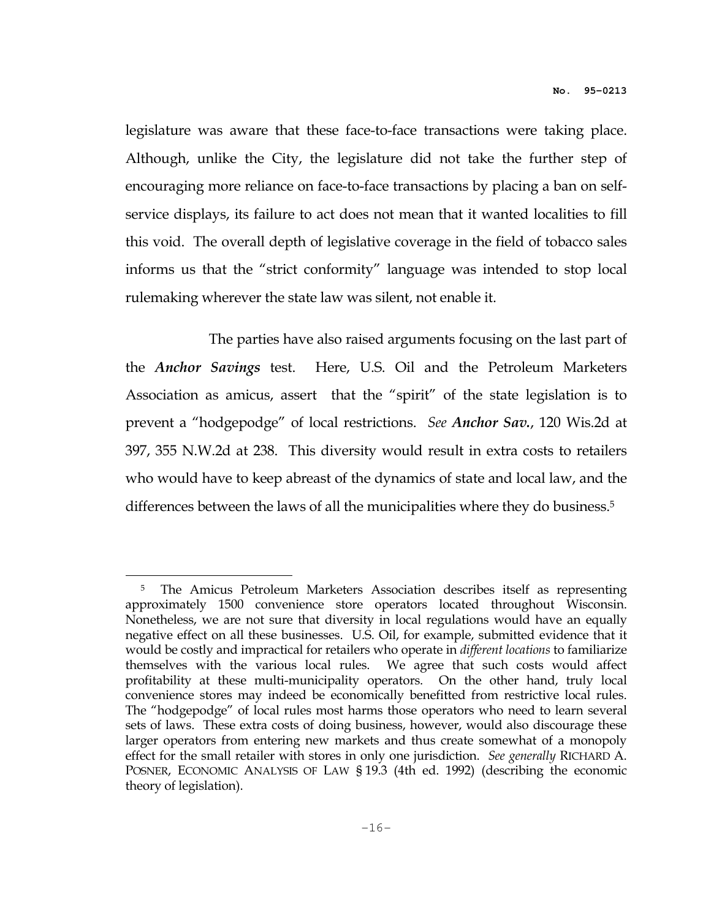legislature was aware that these face-to-face transactions were taking place. Although, unlike the City, the legislature did not take the further step of encouraging more reliance on face-to-face transactions by placing a ban on self-service displays, its failure to act does not mean that it wanted localities to fill this void. The overall depth of legislative coverage in the field of tobacco sales informs us that the "strict conformity" language was intended to stop local rulemaking wherever the state law was silent, not enable it.

The parties have also raised arguments focusing on the last part of the ***Anchor Savings*** test. Here, U.S. Oil and the Petroleum Marketers Association as amicus, assert that the "spirit" of the state legislation is to prevent a "hodgepodge" of local restrictions. *See* ***Anchor Sav.***, 120 Wis.2d at 397, 355 N.W.2d at 238. This diversity would result in extra costs to retailers who would have to keep abreast of the dynamics of state and local law, and the differences between the laws of all the municipalities where they do business.[5]

---

[5] The Amicus Petroleum Marketers Association describes itself as representing approximately 1500 convenience store operators located throughout Wisconsin. Nonetheless, we are not sure that diversity in local regulations would have an equally negative effect on all these businesses. U.S. Oil, for example, submitted evidence that it would be costly and impractical for retailers who operate in *different locations* to familiarize themselves with the various local rules. We agree that such costs would affect profitability at these multi-municipality operators. On the other hand, truly local convenience stores may indeed be economically benefitted from restrictive local rules. The "hodgepodge" of local rules most harms those operators who need to learn several sets of laws. These extra costs of doing business, however, would also discourage these larger operators from entering new markets and thus create somewhat of a monopoly effect for the small retailer with stores in only one jurisdiction. *See generally* RICHARD A. POSNER, ECONOMIC ANALYSIS OF LAW § 19.3 (4th ed. 1992) (describing the economic theory of legislation).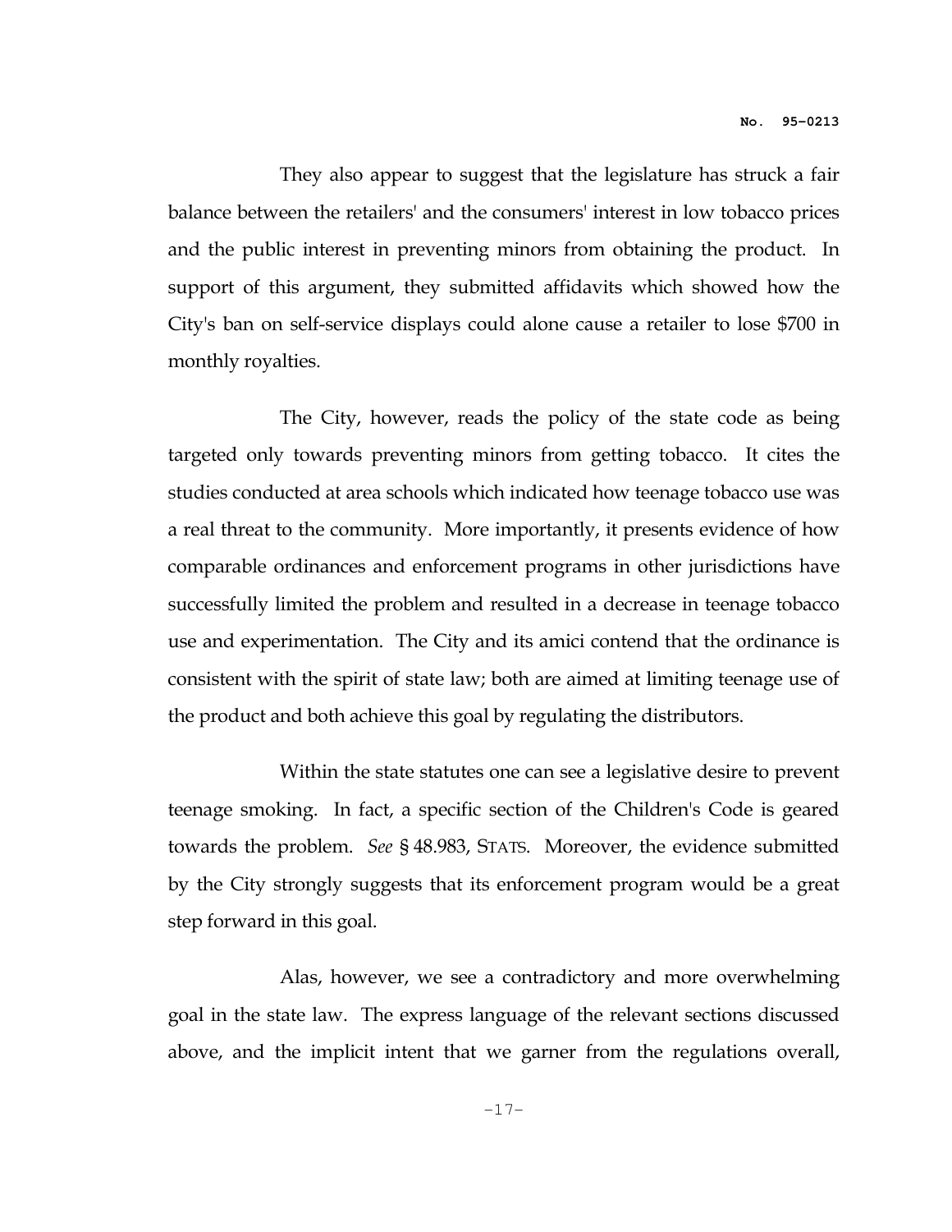They also appear to suggest that the legislature has struck a fair balance between the retailers' and the consumers' interest in low tobacco prices and the public interest in preventing minors from obtaining the product. In support of this argument, they submitted affidavits which showed how the City's ban on self-service displays could alone cause a retailer to lose $700 in monthly royalties.

The City, however, reads the policy of the state code as being targeted only towards preventing minors from getting tobacco. It cites the studies conducted at area schools which indicated how teenage tobacco use was a real threat to the community. More importantly, it presents evidence of how comparable ordinances and enforcement programs in other jurisdictions have successfully limited the problem and resulted in a decrease in teenage tobacco use and experimentation. The City and its amici contend that the ordinance is consistent with the spirit of state law; both are aimed at limiting teenage use of the product and both achieve this goal by regulating the distributors.

Within the state statutes one can see a legislative desire to prevent teenage smoking. In fact, a specific section of the Children's Code is geared towards the problem. *See* § 48.983, STATS. Moreover, the evidence submitted by the City strongly suggests that its enforcement program would be a great step forward in this goal.

Alas, however, we see a contradictory and more overwhelming goal in the state law. The express language of the relevant sections discussed above, and the implicit intent that we garner from the regulations overall,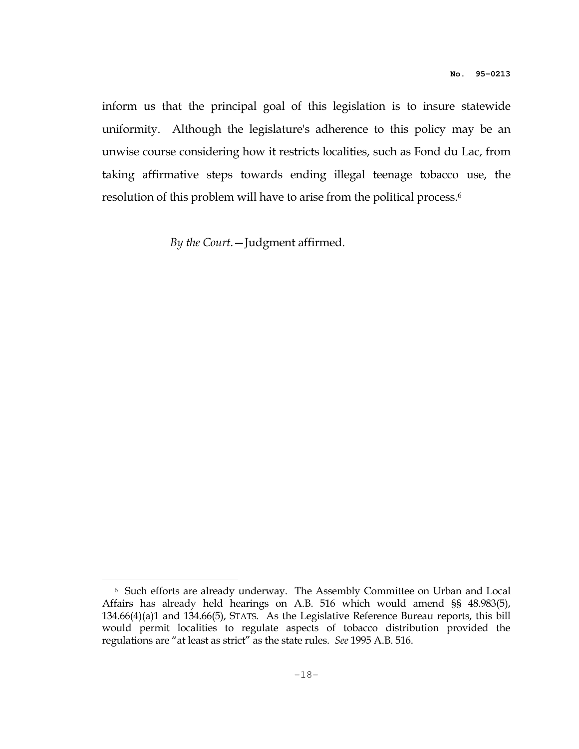inform us that the principal goal of this legislation is to insure statewide uniformity. Although the legislature's adherence to this policy may be an unwise course considering how it restricts localities, such as Fond du Lac, from taking affirmative steps towards ending illegal teenage tobacco use, the resolution of this problem will have to arise from the political process.[6]

*By the Court.*—Judgment affirmed.

---

[6] Such efforts are already underway. The Assembly Committee on Urban and Local Affairs has already held hearings on A.B. 516 which would amend §§ 48.983(5), 134.66(4)(a)1 and 134.66(5), STATS. As the Legislative Reference Bureau reports, this bill would permit localities to regulate aspects of tobacco distribution provided the regulations are "at least as strict" as the state rules. *See* 1995 A.B. 516.